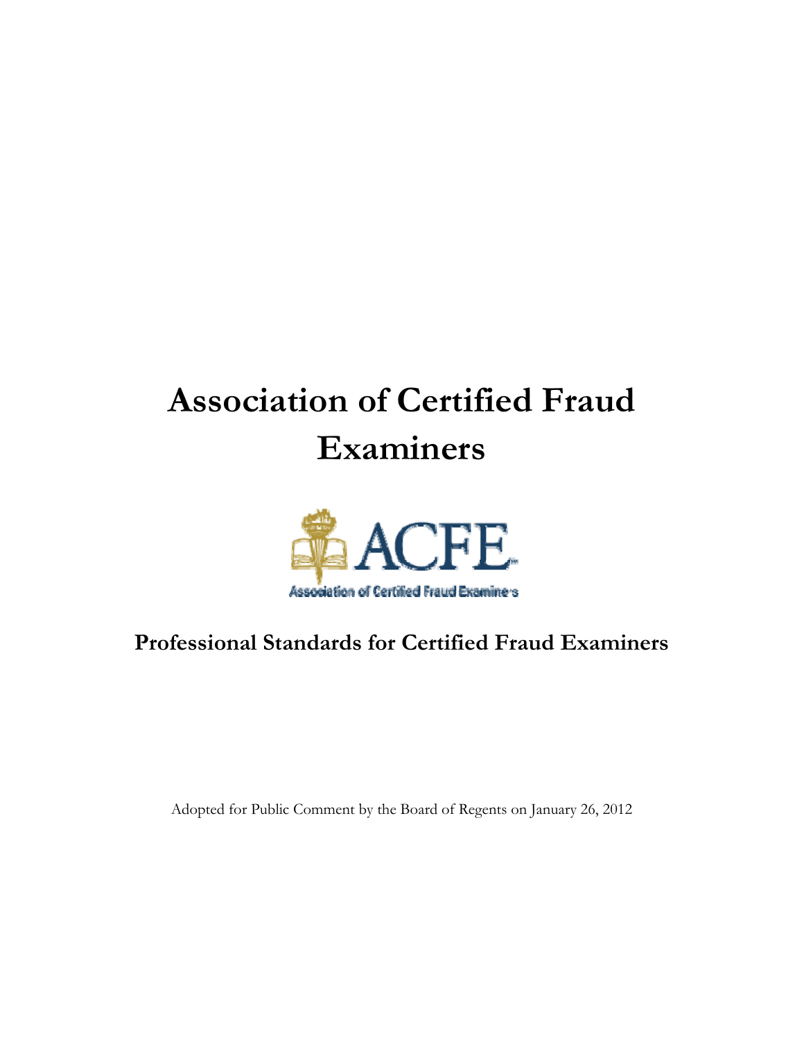# Association of Certified Fraud Examiners

ACFE

Association of Certified Fraud Examiners

## Professional Standards for Certified Fraud Examiners

Adopted for Public Comment by the Board of Regents on January 26, 2012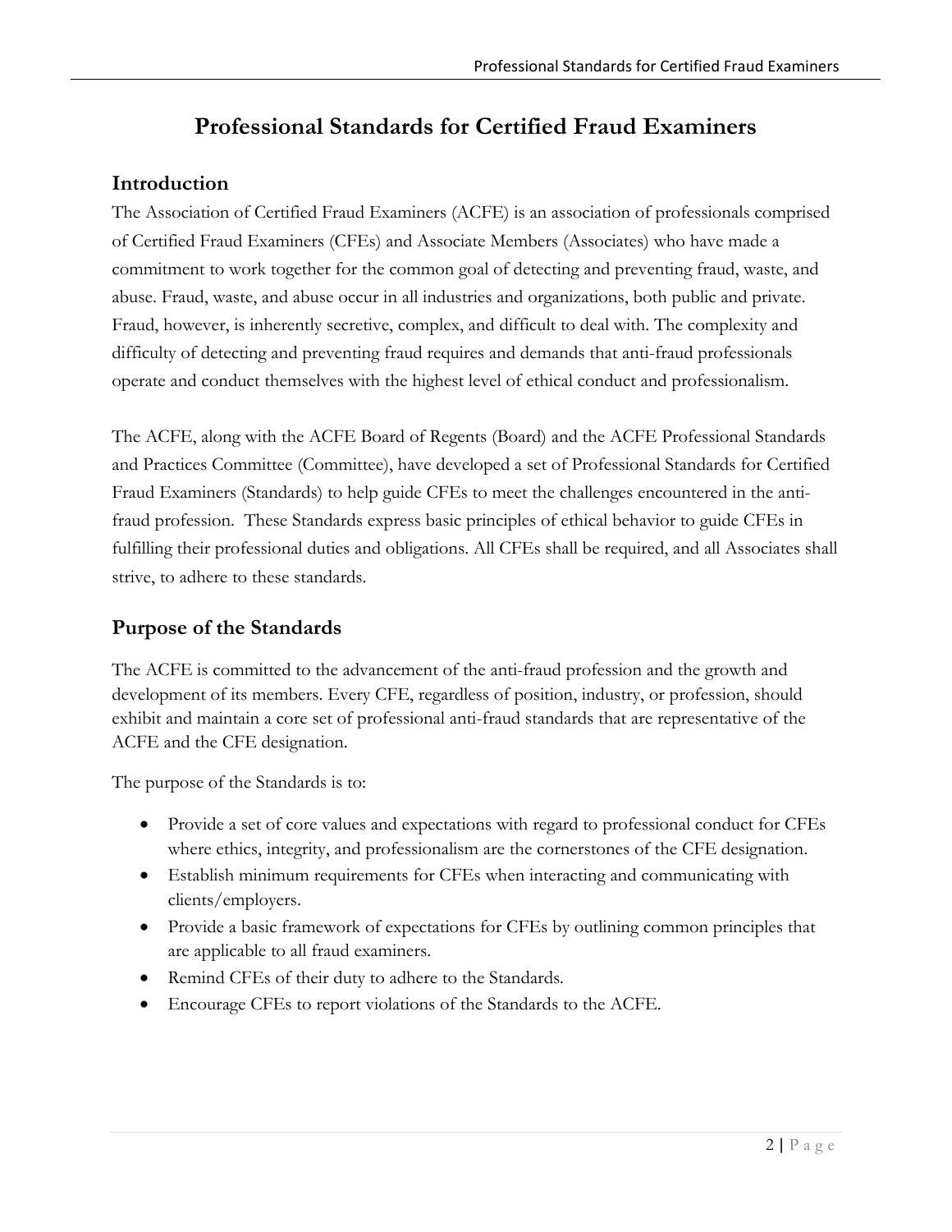# Professional Standards for Certified Fraud Examiners

## Introduction

The Association of Certified Fraud Examiners (ACFE) is an association of professionals comprised of Certified Fraud Examiners (CFEs) and Associate Members (Associates) who have made a commitment to work together for the common goal of detecting and preventing fraud, waste, and abuse. Fraud, waste, and abuse occur in all industries and organizations, both public and private. Fraud, however, is inherently secretive, complex, and difficult to deal with. The complexity and difficulty of detecting and preventing fraud requires and demands that anti-fraud professionals operate and conduct themselves with the highest level of ethical conduct and professionalism.

The ACFE, along with the ACFE Board of Regents (Board) and the ACFE Professional Standards and Practices Committee (Committee), have developed a set of Professional Standards for Certified Fraud Examiners (Standards) to help guide CFEs to meet the challenges encountered in the anti-fraud profession. These Standards express basic principles of ethical behavior to guide CFEs in fulfilling their professional duties and obligations. All CFEs shall be required, and all Associates shall strive, to adhere to these standards.

## Purpose of the Standards

The ACFE is committed to the advancement of the anti-fraud profession and the growth and development of its members. Every CFE, regardless of position, industry, or profession, should exhibit and maintain a core set of professional anti-fraud standards that are representative of the ACFE and the CFE designation.

The purpose of the Standards is to:

- Provide a set of core values and expectations with regard to professional conduct for CFEs where ethics, integrity, and professionalism are the cornerstones of the CFE designation.
- Establish minimum requirements for CFEs when interacting and communicating with clients/employers.
- Provide a basic framework of expectations for CFEs by outlining common principles that are applicable to all fraud examiners.
- Remind CFEs of their duty to adhere to the Standards.
- Encourage CFEs to report violations of the Standards to the ACFE.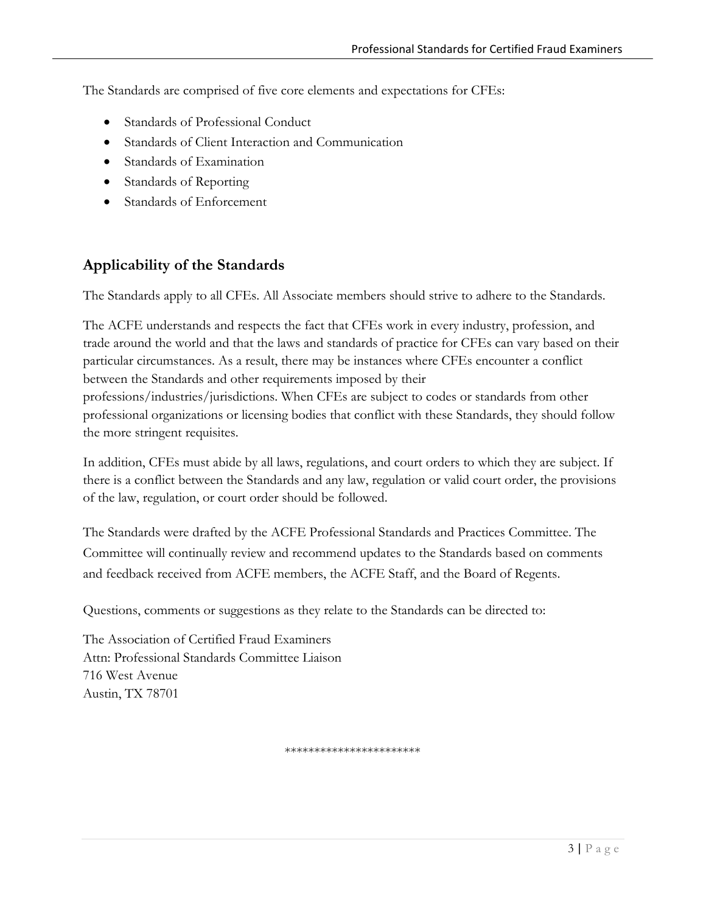The Standards are comprised of five core elements and expectations for CFEs:

- Standards of Professional Conduct
- Standards of Client Interaction and Communication
- Standards of Examination
- Standards of Reporting
- Standards of Enforcement

## Applicability of the Standards

The Standards apply to all CFEs. All Associate members should strive to adhere to the Standards.

The ACFE understands and respects the fact that CFEs work in every industry, profession, and trade around the world and that the laws and standards of practice for CFEs can vary based on their particular circumstances. As a result, there may be instances where CFEs encounter a conflict between the Standards and other requirements imposed by their professions/industries/jurisdictions. When CFEs are subject to codes or standards from other professional organizations or licensing bodies that conflict with these Standards, they should follow the more stringent requisites.

In addition, CFEs must abide by all laws, regulations, and court orders to which they are subject. If there is a conflict between the Standards and any law, regulation or valid court order, the provisions of the law, regulation, or court order should be followed.

The Standards were drafted by the ACFE Professional Standards and Practices Committee. The Committee will continually review and recommend updates to the Standards based on comments and feedback received from ACFE members, the ACFE Staff, and the Board of Regents.

Questions, comments or suggestions as they relate to the Standards can be directed to:

The Association of Certified Fraud Examiners
Attn: Professional Standards Committee Liaison
716 West Avenue
Austin, TX 78701

**********************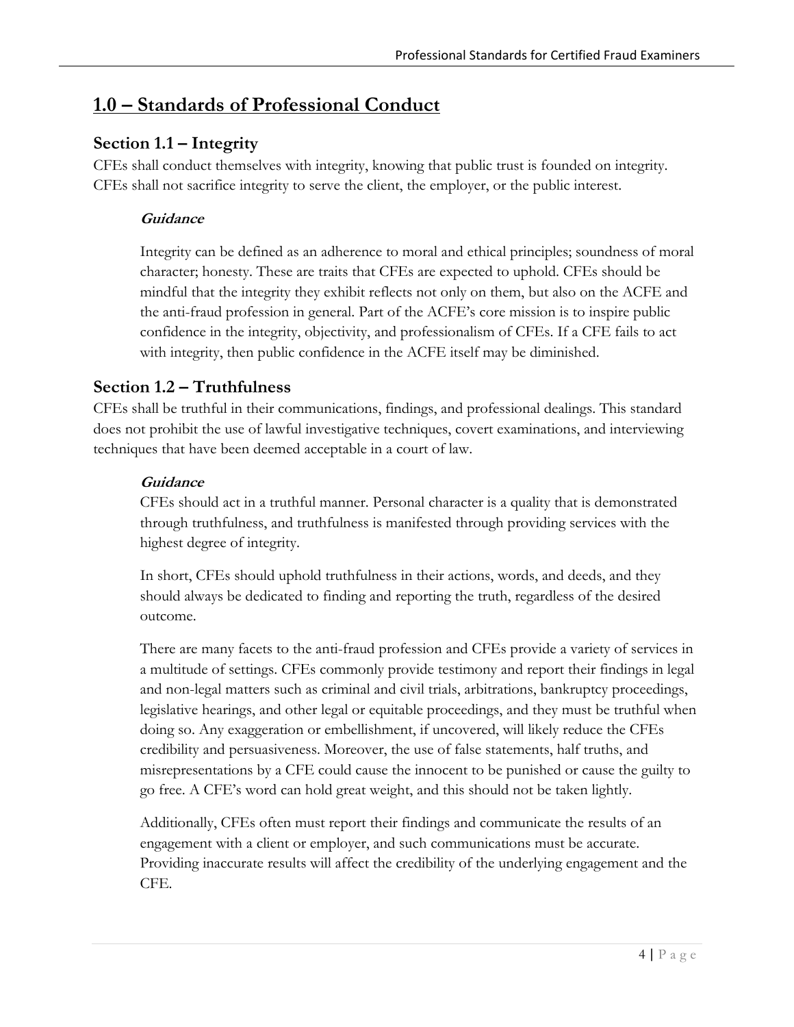## 1.0 – Standards of Professional Conduct

### Section 1.1 – Integrity

CFEs shall conduct themselves with integrity, knowing that public trust is founded on integrity. CFEs shall not sacrifice integrity to serve the client, the employer, or the public interest.

#### *Guidance*

Integrity can be defined as an adherence to moral and ethical principles; soundness of moral character; honesty. These are traits that CFEs are expected to uphold. CFEs should be mindful that the integrity they exhibit reflects not only on them, but also on the ACFE and the anti-fraud profession in general. Part of the ACFE's core mission is to inspire public confidence in the integrity, objectivity, and professionalism of CFEs. If a CFE fails to act with integrity, then public confidence in the ACFE itself may be diminished.

### Section 1.2 – Truthfulness

CFEs shall be truthful in their communications, findings, and professional dealings. This standard does not prohibit the use of lawful investigative techniques, covert examinations, and interviewing techniques that have been deemed acceptable in a court of law.

#### *Guidance*

CFEs should act in a truthful manner. Personal character is a quality that is demonstrated through truthfulness, and truthfulness is manifested through providing services with the highest degree of integrity.

In short, CFEs should uphold truthfulness in their actions, words, and deeds, and they should always be dedicated to finding and reporting the truth, regardless of the desired outcome.

There are many facets to the anti-fraud profession and CFEs provide a variety of services in a multitude of settings. CFEs commonly provide testimony and report their findings in legal and non-legal matters such as criminal and civil trials, arbitrations, bankruptcy proceedings, legislative hearings, and other legal or equitable proceedings, and they must be truthful when doing so. Any exaggeration or embellishment, if uncovered, will likely reduce the CFEs credibility and persuasiveness. Moreover, the use of false statements, half truths, and misrepresentations by a CFE could cause the innocent to be punished or cause the guilty to go free. A CFE's word can hold great weight, and this should not be taken lightly.

Additionally, CFEs often must report their findings and communicate the results of an engagement with a client or employer, and such communications must be accurate. Providing inaccurate results will affect the credibility of the underlying engagement and the CFE.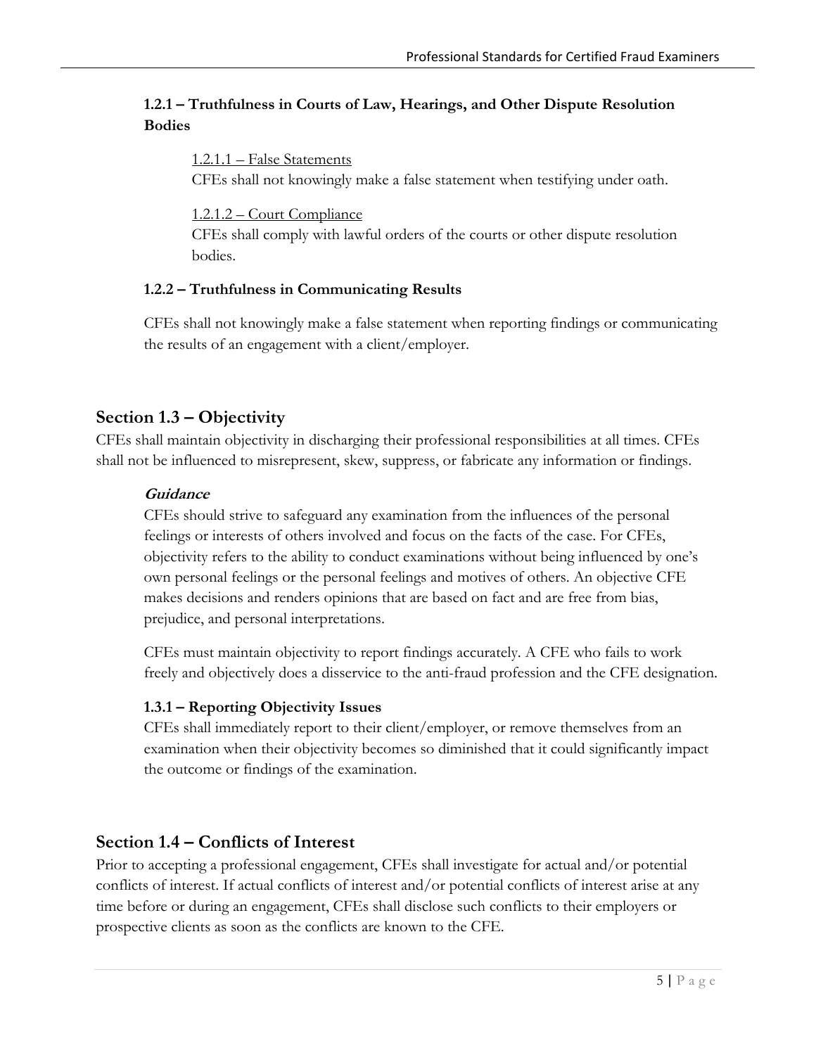#### 1.2.1 – Truthfulness in Courts of Law, Hearings, and Other Dispute Resolution Bodies

1.2.1.1 – False Statements

CFEs shall not knowingly make a false statement when testifying under oath.

1.2.1.2 – Court Compliance

CFEs shall comply with lawful orders of the courts or other dispute resolution bodies.

#### 1.2.2 – Truthfulness in Communicating Results

CFEs shall not knowingly make a false statement when reporting findings or communicating the results of an engagement with a client/employer.

## Section 1.3 – Objectivity

CFEs shall maintain objectivity in discharging their professional responsibilities at all times. CFEs shall not be influenced to misrepresent, skew, suppress, or fabricate any information or findings.

***Guidance***

CFEs should strive to safeguard any examination from the influences of the personal feelings or interests of others involved and focus on the facts of the case. For CFEs, objectivity refers to the ability to conduct examinations without being influenced by one's own personal feelings or the personal feelings and motives of others. An objective CFE makes decisions and renders opinions that are based on fact and are free from bias, prejudice, and personal interpretations.

CFEs must maintain objectivity to report findings accurately. A CFE who fails to work freely and objectively does a disservice to the anti-fraud profession and the CFE designation.

#### 1.3.1 – Reporting Objectivity Issues

CFEs shall immediately report to their client/employer, or remove themselves from an examination when their objectivity becomes so diminished that it could significantly impact the outcome or findings of the examination.

## Section 1.4 – Conflicts of Interest

Prior to accepting a professional engagement, CFEs shall investigate for actual and/or potential conflicts of interest. If actual conflicts of interest and/or potential conflicts of interest arise at any time before or during an engagement, CFEs shall disclose such conflicts to their employers or prospective clients as soon as the conflicts are known to the CFE.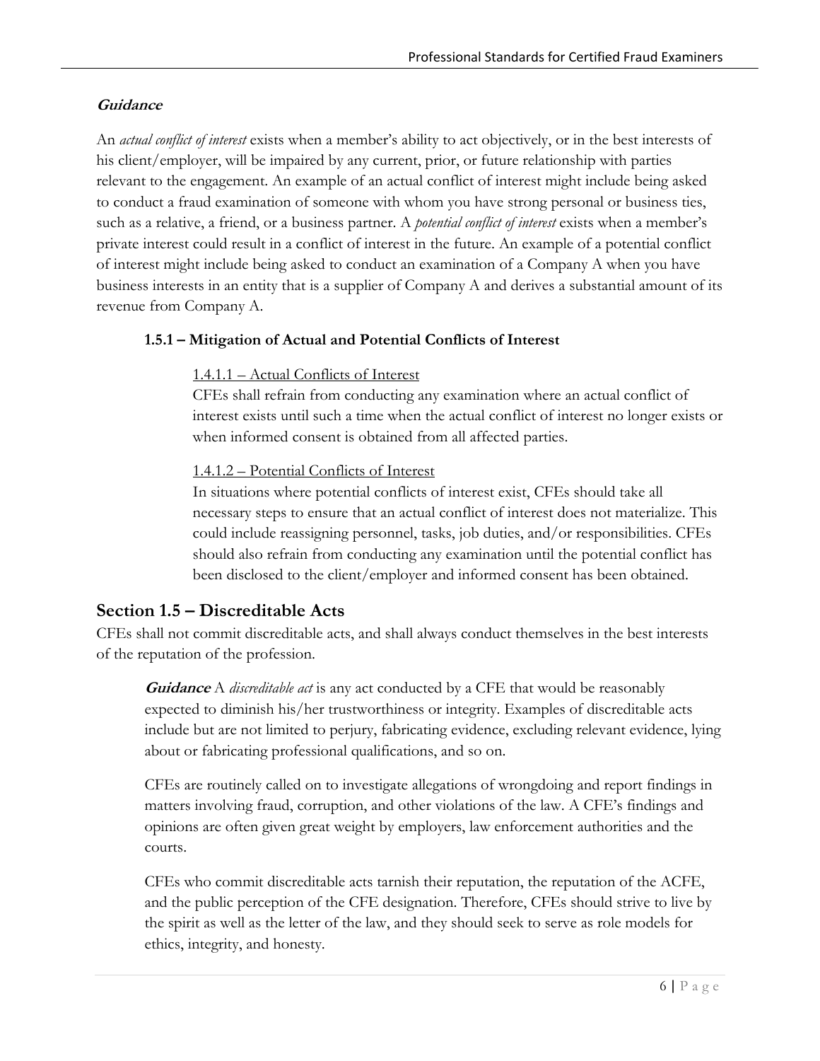***Guidance***

An *actual conflict of interest* exists when a member's ability to act objectively, or in the best interests of his client/employer, will be impaired by any current, prior, or future relationship with parties relevant to the engagement. An example of an actual conflict of interest might include being asked to conduct a fraud examination of someone with whom you have strong personal or business ties, such as a relative, a friend, or a business partner. A *potential conflict of interest* exists when a member's private interest could result in a conflict of interest in the future. An example of a potential conflict of interest might include being asked to conduct an examination of a Company A when you have business interests in an entity that is a supplier of Company A and derives a substantial amount of its revenue from Company A.

#### 1.5.1 – Mitigation of Actual and Potential Conflicts of Interest

1.4.1.1 – Actual Conflicts of Interest

CFEs shall refrain from conducting any examination where an actual conflict of interest exists until such a time when the actual conflict of interest no longer exists or when informed consent is obtained from all affected parties.

1.4.1.2 – Potential Conflicts of Interest

In situations where potential conflicts of interest exist, CFEs should take all necessary steps to ensure that an actual conflict of interest does not materialize. This could include reassigning personnel, tasks, job duties, and/or responsibilities. CFEs should also refrain from conducting any examination until the potential conflict has been disclosed to the client/employer and informed consent has been obtained.

## Section 1.5 – Discreditable Acts

CFEs shall not commit discreditable acts, and shall always conduct themselves in the best interests of the reputation of the profession.

***Guidance*** A *discreditable act* is any act conducted by a CFE that would be reasonably expected to diminish his/her trustworthiness or integrity. Examples of discreditable acts include but are not limited to perjury, fabricating evidence, excluding relevant evidence, lying about or fabricating professional qualifications, and so on.

CFEs are routinely called on to investigate allegations of wrongdoing and report findings in matters involving fraud, corruption, and other violations of the law. A CFE's findings and opinions are often given great weight by employers, law enforcement authorities and the courts.

CFEs who commit discreditable acts tarnish their reputation, the reputation of the ACFE, and the public perception of the CFE designation. Therefore, CFEs should strive to live by the spirit as well as the letter of the law, and they should seek to serve as role models for ethics, integrity, and honesty.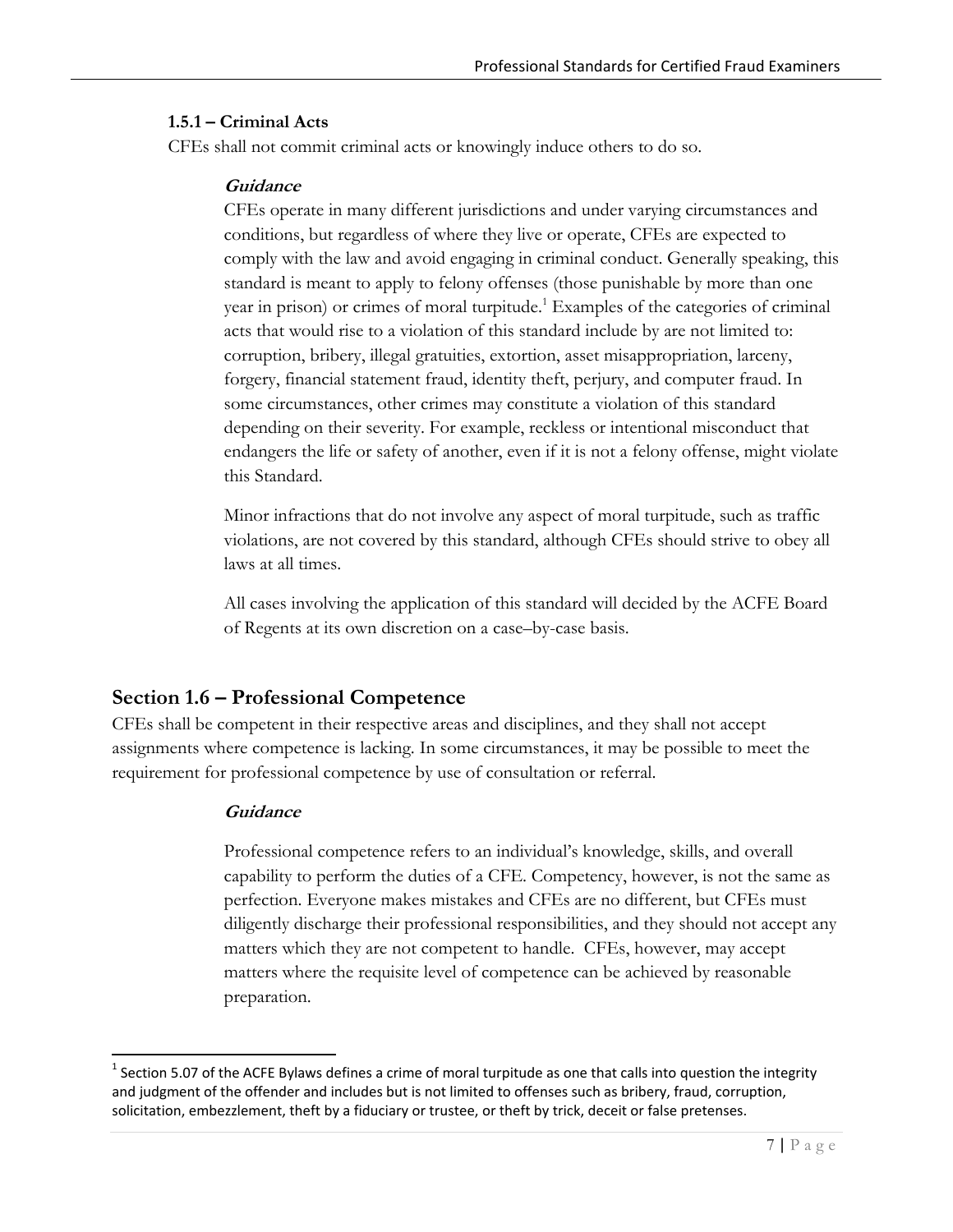#### 1.5.1 – Criminal Acts

CFEs shall not commit criminal acts or knowingly induce others to do so.

***Guidance***

CFEs operate in many different jurisdictions and under varying circumstances and conditions, but regardless of where they live or operate, CFEs are expected to comply with the law and avoid engaging in criminal conduct. Generally speaking, this standard is meant to apply to felony offenses (those punishable by more than one year in prison) or crimes of moral turpitude.[1] Examples of the categories of criminal acts that would rise to a violation of this standard include by are not limited to: corruption, bribery, illegal gratuities, extortion, asset misappropriation, larceny, forgery, financial statement fraud, identity theft, perjury, and computer fraud. In some circumstances, other crimes may constitute a violation of this standard depending on their severity. For example, reckless or intentional misconduct that endangers the life or safety of another, even if it is not a felony offense, might violate this Standard.

Minor infractions that do not involve any aspect of moral turpitude, such as traffic violations, are not covered by this standard, although CFEs should strive to obey all laws at all times.

All cases involving the application of this standard will decided by the ACFE Board of Regents at its own discretion on a case–by-case basis.

## Section 1.6 – Professional Competence

CFEs shall be competent in their respective areas and disciplines, and they shall not accept assignments where competence is lacking. In some circumstances, it may be possible to meet the requirement for professional competence by use of consultation or referral.

***Guidance***

Professional competence refers to an individual's knowledge, skills, and overall capability to perform the duties of a CFE. Competency, however, is not the same as perfection. Everyone makes mistakes and CFEs are no different, but CFEs must diligently discharge their professional responsibilities, and they should not accept any matters which they are not competent to handle. CFEs, however, may accept matters where the requisite level of competence can be achieved by reasonable preparation.

---

[1] Section 5.07 of the ACFE Bylaws defines a crime of moral turpitude as one that calls into question the integrity and judgment of the offender and includes but is not limited to offenses such as bribery, fraud, corruption, solicitation, embezzlement, theft by a fiduciary or trustee, or theft by trick, deceit or false pretenses.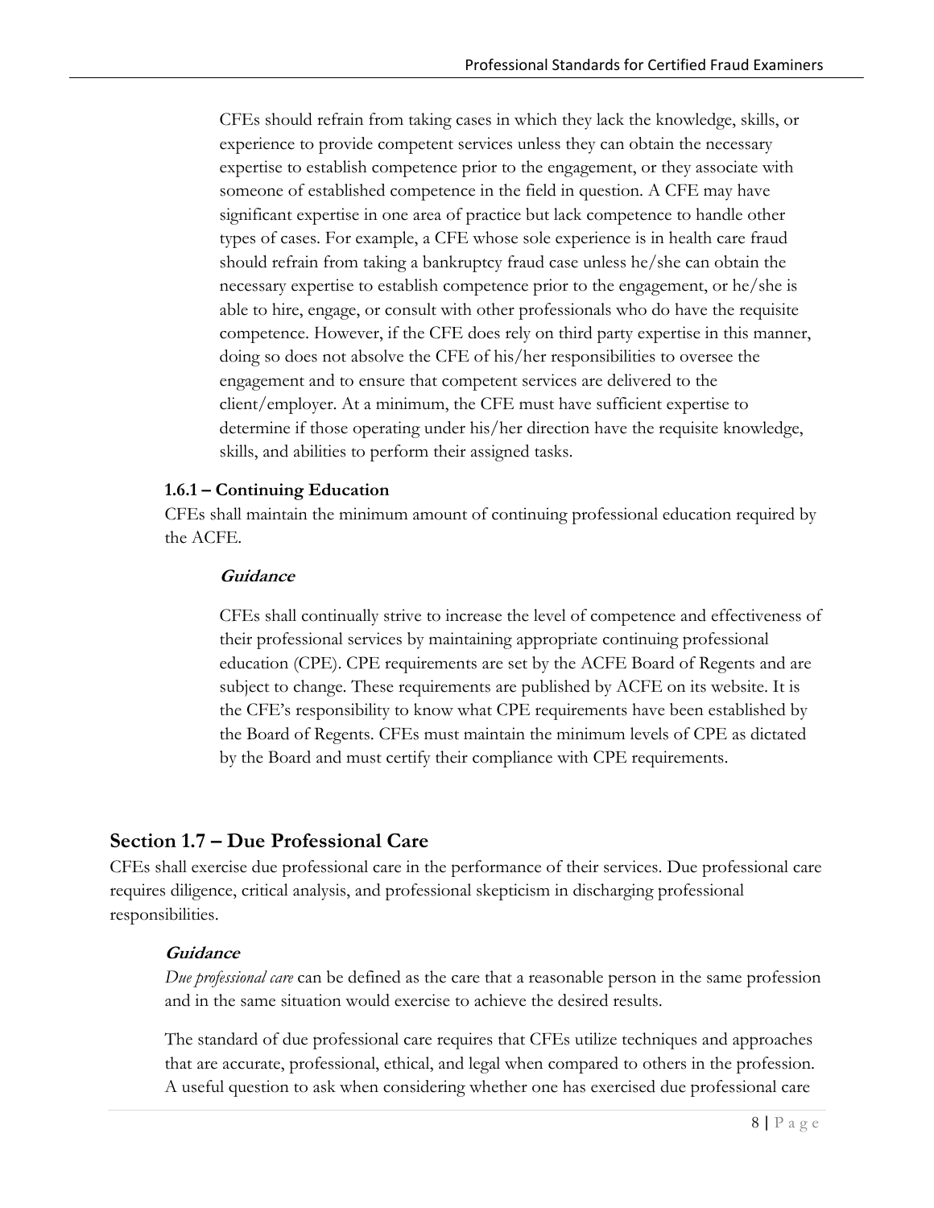CFEs should refrain from taking cases in which they lack the knowledge, skills, or experience to provide competent services unless they can obtain the necessary expertise to establish competence prior to the engagement, or they associate with someone of established competence in the field in question. A CFE may have significant expertise in one area of practice but lack competence to handle other types of cases. For example, a CFE whose sole experience is in health care fraud should refrain from taking a bankruptcy fraud case unless he/she can obtain the necessary expertise to establish competence prior to the engagement, or he/she is able to hire, engage, or consult with other professionals who do have the requisite competence. However, if the CFE does rely on third party expertise in this manner, doing so does not absolve the CFE of his/her responsibilities to oversee the engagement and to ensure that competent services are delivered to the client/employer. At a minimum, the CFE must have sufficient expertise to determine if those operating under his/her direction have the requisite knowledge, skills, and abilities to perform their assigned tasks.

**1.6.1 – Continuing Education**

CFEs shall maintain the minimum amount of continuing professional education required by the ACFE.

***Guidance***

CFEs shall continually strive to increase the level of competence and effectiveness of their professional services by maintaining appropriate continuing professional education (CPE). CPE requirements are set by the ACFE Board of Regents and are subject to change. These requirements are published by ACFE on its website. It is the CFE's responsibility to know what CPE requirements have been established by the Board of Regents. CFEs must maintain the minimum levels of CPE as dictated by the Board and must certify their compliance with CPE requirements.

## Section 1.7 – Due Professional Care

CFEs shall exercise due professional care in the performance of their services. Due professional care requires diligence, critical analysis, and professional skepticism in discharging professional responsibilities.

***Guidance***

*Due professional care* can be defined as the care that a reasonable person in the same profession and in the same situation would exercise to achieve the desired results.

The standard of due professional care requires that CFEs utilize techniques and approaches that are accurate, professional, ethical, and legal when compared to others in the profession. A useful question to ask when considering whether one has exercised due professional care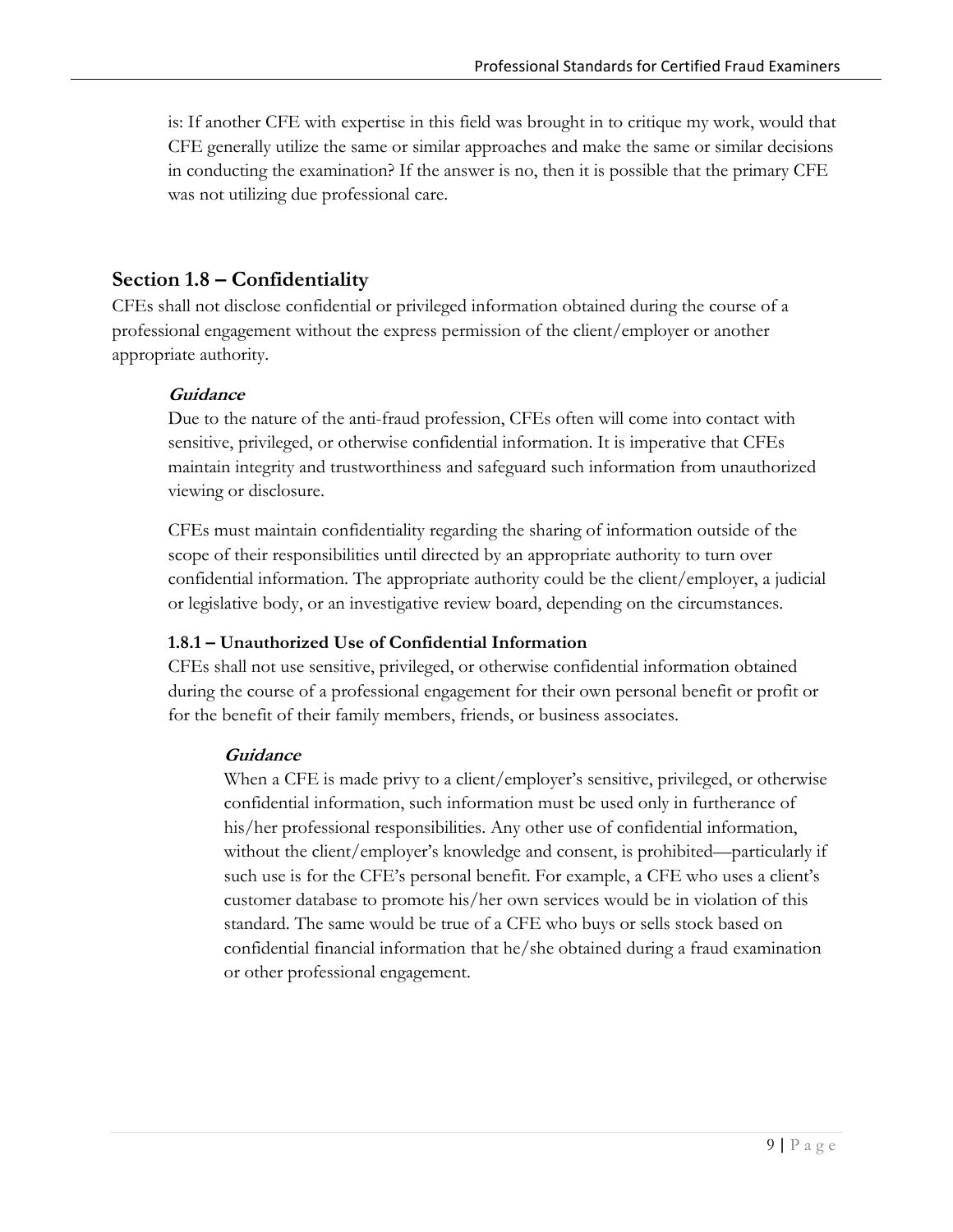is: If another CFE with expertise in this field was brought in to critique my work, would that CFE generally utilize the same or similar approaches and make the same or similar decisions in conducting the examination? If the answer is no, then it is possible that the primary CFE was not utilizing due professional care.

## Section 1.8 – Confidentiality

CFEs shall not disclose confidential or privileged information obtained during the course of a professional engagement without the express permission of the client/employer or another appropriate authority.

***Guidance***

Due to the nature of the anti-fraud profession, CFEs often will come into contact with sensitive, privileged, or otherwise confidential information. It is imperative that CFEs maintain integrity and trustworthiness and safeguard such information from unauthorized viewing or disclosure.

CFEs must maintain confidentiality regarding the sharing of information outside of the scope of their responsibilities until directed by an appropriate authority to turn over confidential information. The appropriate authority could be the client/employer, a judicial or legislative body, or an investigative review board, depending on the circumstances.

### 1.8.1 – Unauthorized Use of Confidential Information

CFEs shall not use sensitive, privileged, or otherwise confidential information obtained during the course of a professional engagement for their own personal benefit or profit or for the benefit of their family members, friends, or business associates.

***Guidance***

When a CFE is made privy to a client/employer's sensitive, privileged, or otherwise confidential information, such information must be used only in furtherance of his/her professional responsibilities. Any other use of confidential information, without the client/employer's knowledge and consent, is prohibited—particularly if such use is for the CFE's personal benefit. For example, a CFE who uses a client's customer database to promote his/her own services would be in violation of this standard. The same would be true of a CFE who buys or sells stock based on confidential financial information that he/she obtained during a fraud examination or other professional engagement.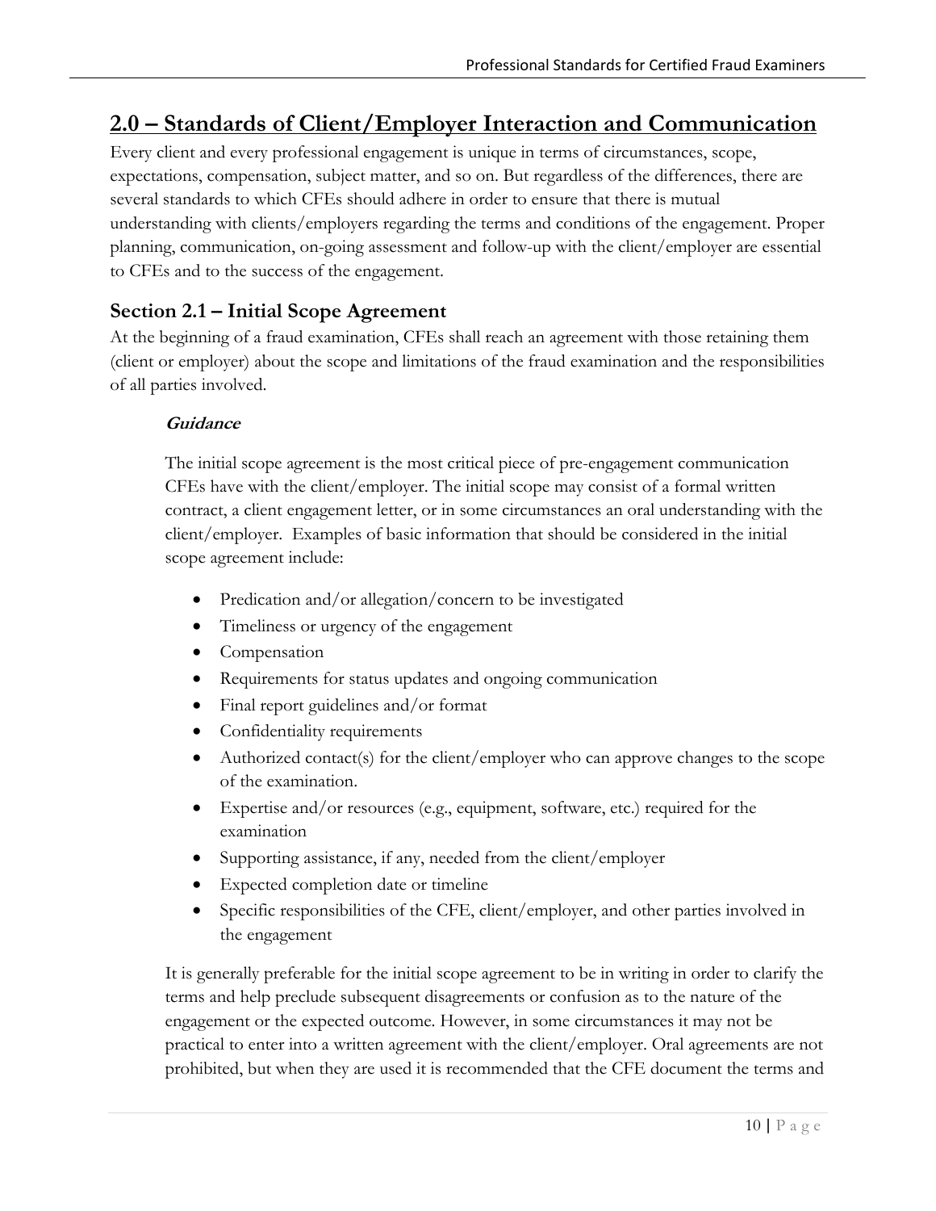## 2.0 – Standards of Client/Employer Interaction and Communication

Every client and every professional engagement is unique in terms of circumstances, scope, expectations, compensation, subject matter, and so on. But regardless of the differences, there are several standards to which CFEs should adhere in order to ensure that there is mutual understanding with clients/employers regarding the terms and conditions of the engagement. Proper planning, communication, on-going assessment and follow-up with the client/employer are essential to CFEs and to the success of the engagement.

### Section 2.1 – Initial Scope Agreement

At the beginning of a fraud examination, CFEs shall reach an agreement with those retaining them (client or employer) about the scope and limitations of the fraud examination and the responsibilities of all parties involved.

#### *Guidance*

The initial scope agreement is the most critical piece of pre-engagement communication CFEs have with the client/employer. The initial scope may consist of a formal written contract, a client engagement letter, or in some circumstances an oral understanding with the client/employer. Examples of basic information that should be considered in the initial scope agreement include:

- Predication and/or allegation/concern to be investigated
- Timeliness or urgency of the engagement
- Compensation
- Requirements for status updates and ongoing communication
- Final report guidelines and/or format
- Confidentiality requirements
- Authorized contact(s) for the client/employer who can approve changes to the scope of the examination.
- Expertise and/or resources (e.g., equipment, software, etc.) required for the examination
- Supporting assistance, if any, needed from the client/employer
- Expected completion date or timeline
- Specific responsibilities of the CFE, client/employer, and other parties involved in the engagement

It is generally preferable for the initial scope agreement to be in writing in order to clarify the terms and help preclude subsequent disagreements or confusion as to the nature of the engagement or the expected outcome. However, in some circumstances it may not be practical to enter into a written agreement with the client/employer. Oral agreements are not prohibited, but when they are used it is recommended that the CFE document the terms and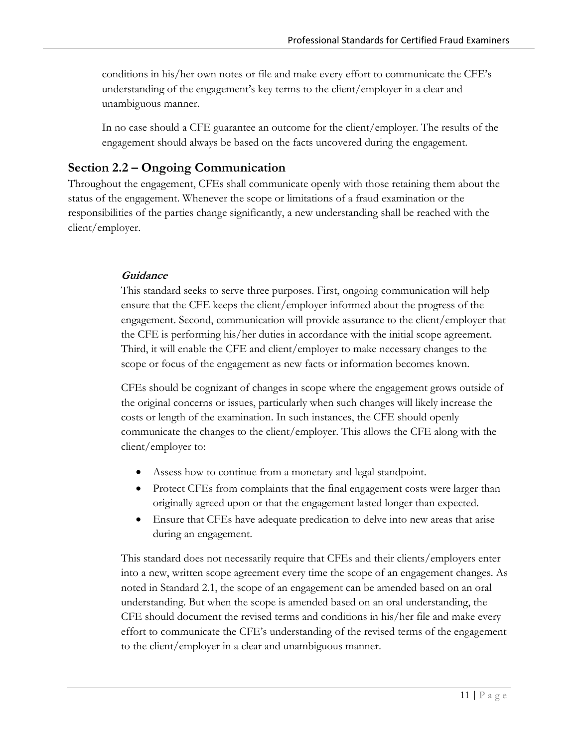conditions in his/her own notes or file and make every effort to communicate the CFE's understanding of the engagement's key terms to the client/employer in a clear and unambiguous manner.

In no case should a CFE guarantee an outcome for the client/employer. The results of the engagement should always be based on the facts uncovered during the engagement.

## Section 2.2 – Ongoing Communication

Throughout the engagement, CFEs shall communicate openly with those retaining them about the status of the engagement. Whenever the scope or limitations of a fraud examination or the responsibilities of the parties change significantly, a new understanding shall be reached with the client/employer.

***Guidance***

This standard seeks to serve three purposes. First, ongoing communication will help ensure that the CFE keeps the client/employer informed about the progress of the engagement. Second, communication will provide assurance to the client/employer that the CFE is performing his/her duties in accordance with the initial scope agreement. Third, it will enable the CFE and client/employer to make necessary changes to the scope or focus of the engagement as new facts or information becomes known.

CFEs should be cognizant of changes in scope where the engagement grows outside of the original concerns or issues, particularly when such changes will likely increase the costs or length of the examination. In such instances, the CFE should openly communicate the changes to the client/employer. This allows the CFE along with the client/employer to:

- Assess how to continue from a monetary and legal standpoint.
- Protect CFEs from complaints that the final engagement costs were larger than originally agreed upon or that the engagement lasted longer than expected.
- Ensure that CFEs have adequate predication to delve into new areas that arise during an engagement.

This standard does not necessarily require that CFEs and their clients/employers enter into a new, written scope agreement every time the scope of an engagement changes. As noted in Standard 2.1, the scope of an engagement can be amended based on an oral understanding. But when the scope is amended based on an oral understanding, the CFE should document the revised terms and conditions in his/her file and make every effort to communicate the CFE's understanding of the revised terms of the engagement to the client/employer in a clear and unambiguous manner.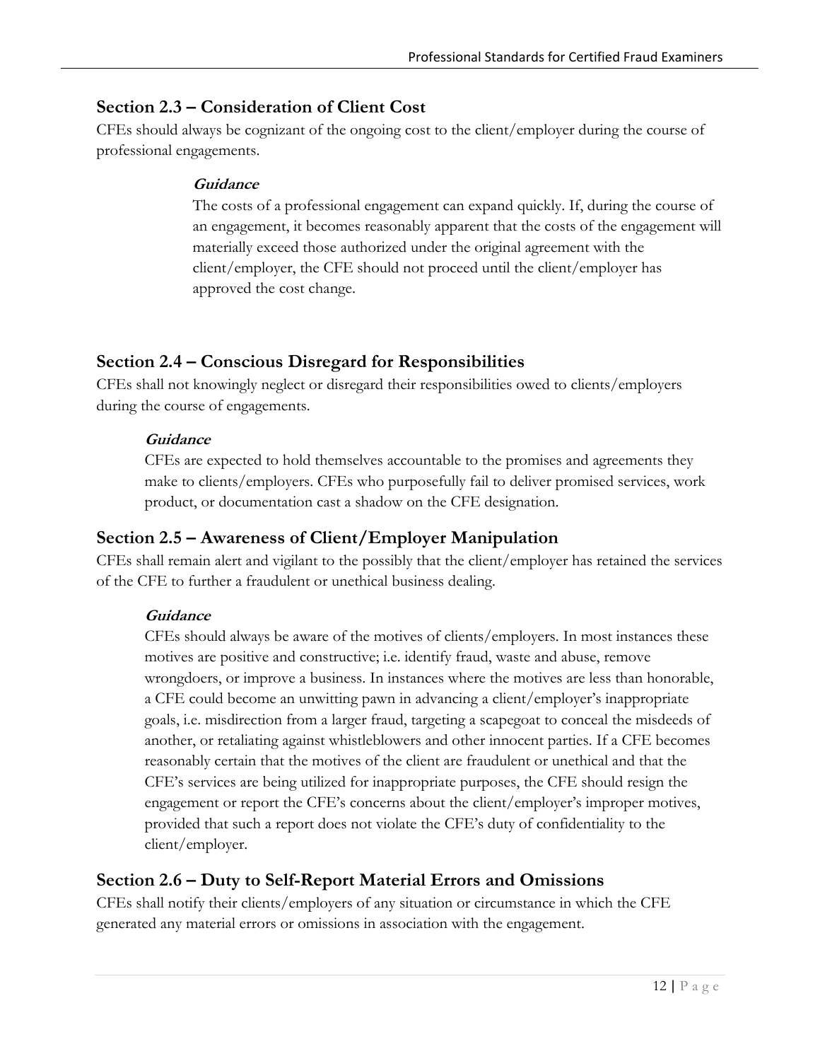## Section 2.3 – Consideration of Client Cost

CFEs should always be cognizant of the ongoing cost to the client/employer during the course of professional engagements.

***Guidance***

The costs of a professional engagement can expand quickly. If, during the course of an engagement, it becomes reasonably apparent that the costs of the engagement will materially exceed those authorized under the original agreement with the client/employer, the CFE should not proceed until the client/employer has approved the cost change.

## Section 2.4 – Conscious Disregard for Responsibilities

CFEs shall not knowingly neglect or disregard their responsibilities owed to clients/employers during the course of engagements.

***Guidance***

CFEs are expected to hold themselves accountable to the promises and agreements they make to clients/employers. CFEs who purposefully fail to deliver promised services, work product, or documentation cast a shadow on the CFE designation.

## Section 2.5 – Awareness of Client/Employer Manipulation

CFEs shall remain alert and vigilant to the possibly that the client/employer has retained the services of the CFE to further a fraudulent or unethical business dealing.

***Guidance***

CFEs should always be aware of the motives of clients/employers. In most instances these motives are positive and constructive; i.e. identify fraud, waste and abuse, remove wrongdoers, or improve a business. In instances where the motives are less than honorable, a CFE could become an unwitting pawn in advancing a client/employer's inappropriate goals, i.e. misdirection from a larger fraud, targeting a scapegoat to conceal the misdeeds of another, or retaliating against whistleblowers and other innocent parties. If a CFE becomes reasonably certain that the motives of the client are fraudulent or unethical and that the CFE's services are being utilized for inappropriate purposes, the CFE should resign the engagement or report the CFE's concerns about the client/employer's improper motives, provided that such a report does not violate the CFE's duty of confidentiality to the client/employer.

## Section 2.6 – Duty to Self-Report Material Errors and Omissions

CFEs shall notify their clients/employers of any situation or circumstance in which the CFE generated any material errors or omissions in association with the engagement.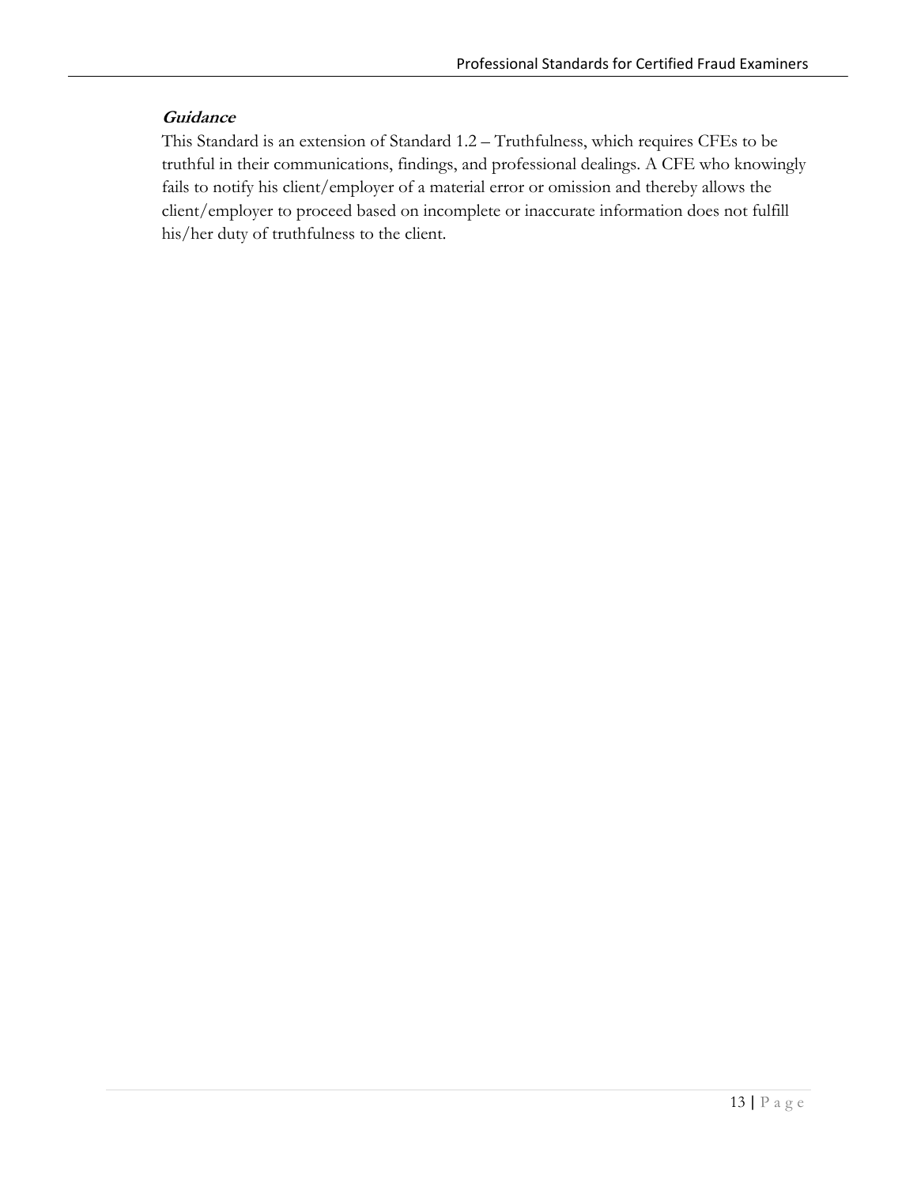***Guidance***

This Standard is an extension of Standard 1.2 – Truthfulness, which requires CFEs to be truthful in their communications, findings, and professional dealings. A CFE who knowingly fails to notify his client/employer of a material error or omission and thereby allows the client/employer to proceed based on incomplete or inaccurate information does not fulfill his/her duty of truthfulness to the client.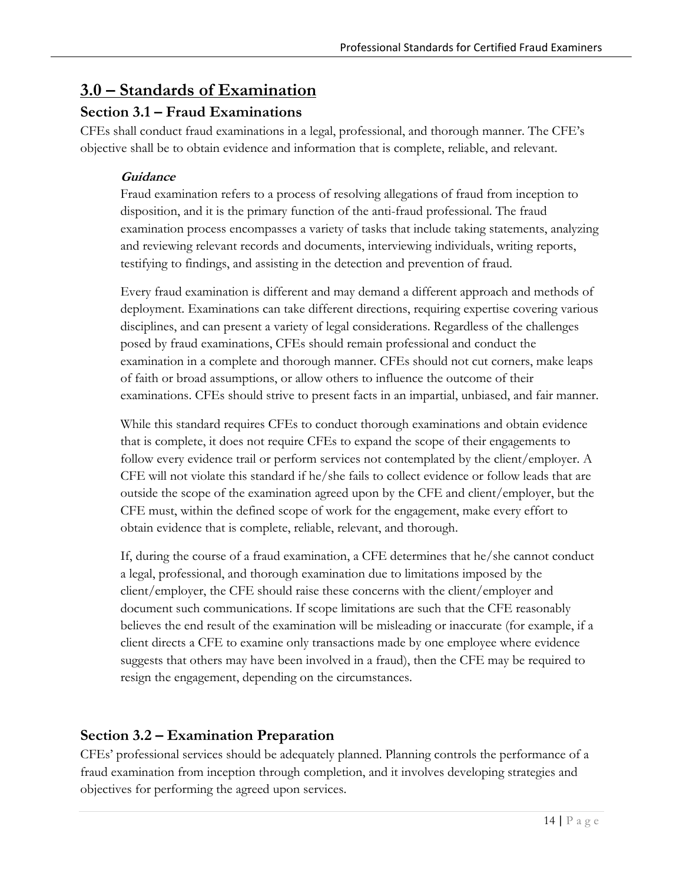## 3.0 – Standards of Examination

### Section 3.1 – Fraud Examinations

CFEs shall conduct fraud examinations in a legal, professional, and thorough manner. The CFE's objective shall be to obtain evidence and information that is complete, reliable, and relevant.

#### *Guidance*

Fraud examination refers to a process of resolving allegations of fraud from inception to disposition, and it is the primary function of the anti-fraud professional. The fraud examination process encompasses a variety of tasks that include taking statements, analyzing and reviewing relevant records and documents, interviewing individuals, writing reports, testifying to findings, and assisting in the detection and prevention of fraud.

Every fraud examination is different and may demand a different approach and methods of deployment. Examinations can take different directions, requiring expertise covering various disciplines, and can present a variety of legal considerations. Regardless of the challenges posed by fraud examinations, CFEs should remain professional and conduct the examination in a complete and thorough manner. CFEs should not cut corners, make leaps of faith or broad assumptions, or allow others to influence the outcome of their examinations. CFEs should strive to present facts in an impartial, unbiased, and fair manner.

While this standard requires CFEs to conduct thorough examinations and obtain evidence that is complete, it does not require CFEs to expand the scope of their engagements to follow every evidence trail or perform services not contemplated by the client/employer. A CFE will not violate this standard if he/she fails to collect evidence or follow leads that are outside the scope of the examination agreed upon by the CFE and client/employer, but the CFE must, within the defined scope of work for the engagement, make every effort to obtain evidence that is complete, reliable, relevant, and thorough.

If, during the course of a fraud examination, a CFE determines that he/she cannot conduct a legal, professional, and thorough examination due to limitations imposed by the client/employer, the CFE should raise these concerns with the client/employer and document such communications. If scope limitations are such that the CFE reasonably believes the end result of the examination will be misleading or inaccurate (for example, if a client directs a CFE to examine only transactions made by one employee where evidence suggests that others may have been involved in a fraud), then the CFE may be required to resign the engagement, depending on the circumstances.

### Section 3.2 – Examination Preparation

CFEs' professional services should be adequately planned. Planning controls the performance of a fraud examination from inception through completion, and it involves developing strategies and objectives for performing the agreed upon services.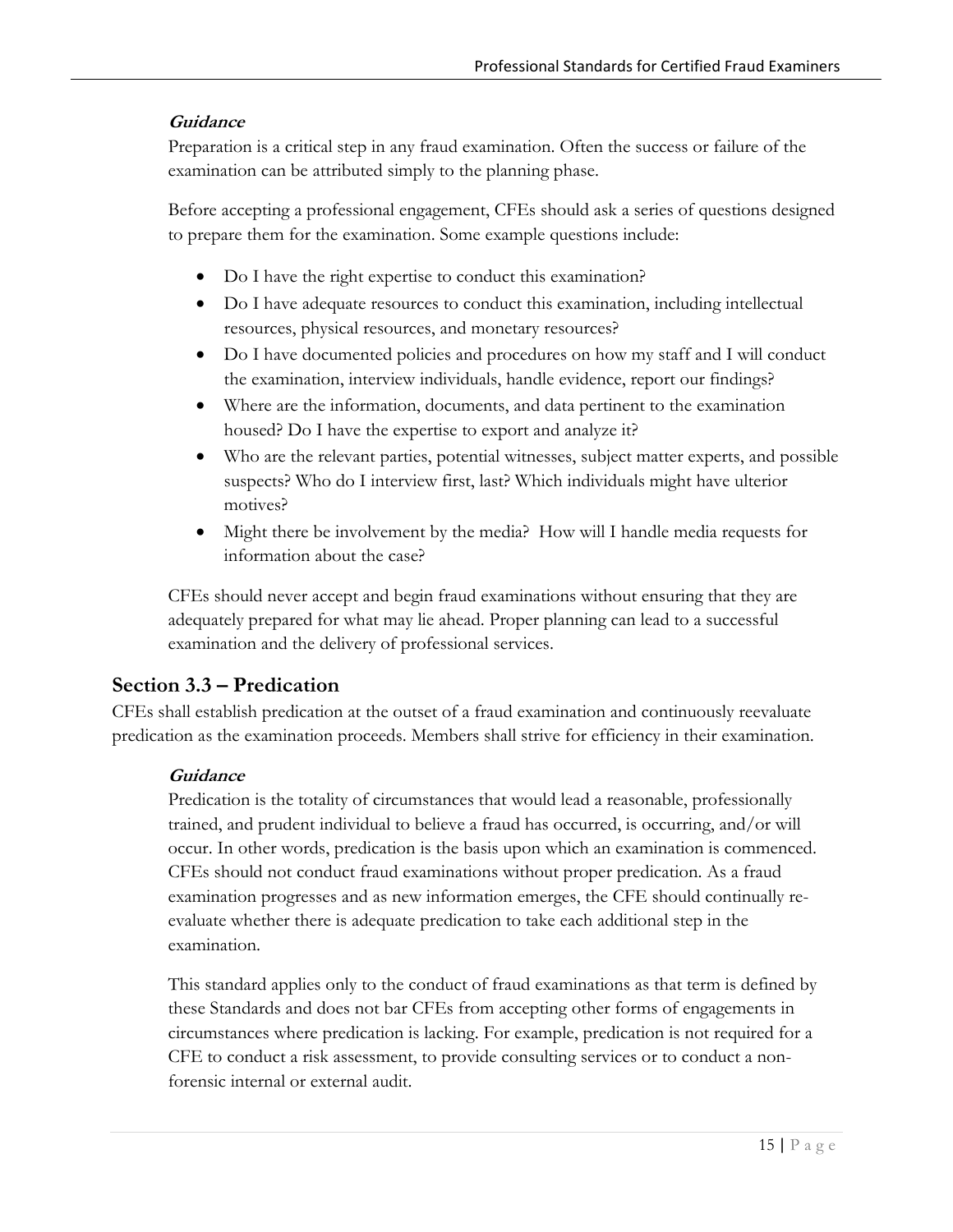***Guidance***

Preparation is a critical step in any fraud examination. Often the success or failure of the examination can be attributed simply to the planning phase.

Before accepting a professional engagement, CFEs should ask a series of questions designed to prepare them for the examination. Some example questions include:

- Do I have the right expertise to conduct this examination?
- Do I have adequate resources to conduct this examination, including intellectual resources, physical resources, and monetary resources?
- Do I have documented policies and procedures on how my staff and I will conduct the examination, interview individuals, handle evidence, report our findings?
- Where are the information, documents, and data pertinent to the examination housed? Do I have the expertise to export and analyze it?
- Who are the relevant parties, potential witnesses, subject matter experts, and possible suspects? Who do I interview first, last? Which individuals might have ulterior motives?
- Might there be involvement by the media? How will I handle media requests for information about the case?

CFEs should never accept and begin fraud examinations without ensuring that they are adequately prepared for what may lie ahead. Proper planning can lead to a successful examination and the delivery of professional services.

## Section 3.3 – Predication

CFEs shall establish predication at the outset of a fraud examination and continuously reevaluate predication as the examination proceeds. Members shall strive for efficiency in their examination.

***Guidance***

Predication is the totality of circumstances that would lead a reasonable, professionally trained, and prudent individual to believe a fraud has occurred, is occurring, and/or will occur. In other words, predication is the basis upon which an examination is commenced. CFEs should not conduct fraud examinations without proper predication. As a fraud examination progresses and as new information emerges, the CFE should continually re-evaluate whether there is adequate predication to take each additional step in the examination.

This standard applies only to the conduct of fraud examinations as that term is defined by these Standards and does not bar CFEs from accepting other forms of engagements in circumstances where predication is lacking. For example, predication is not required for a CFE to conduct a risk assessment, to provide consulting services or to conduct a non-forensic internal or external audit.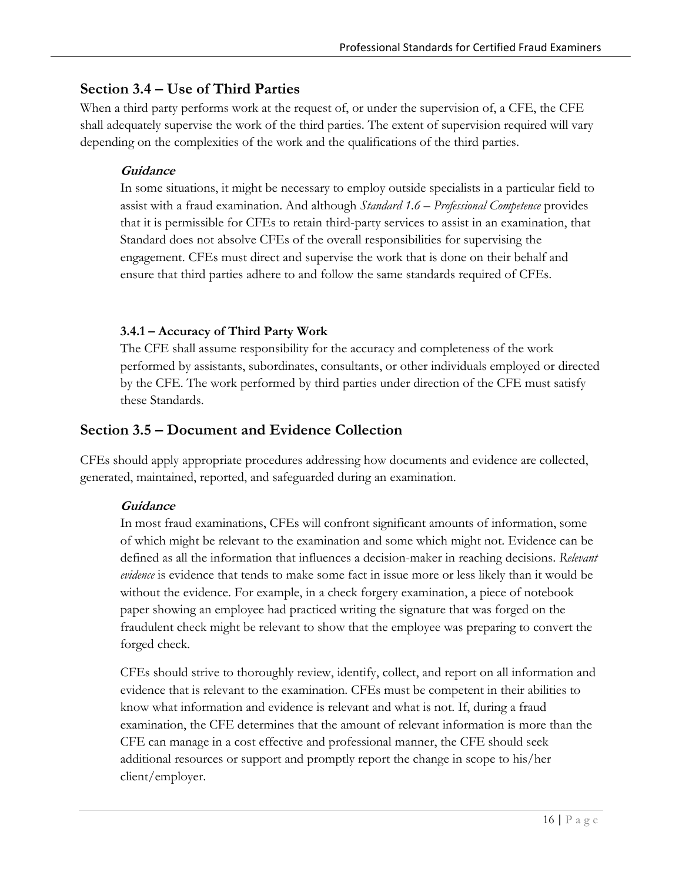## Section 3.4 – Use of Third Parties

When a third party performs work at the request of, or under the supervision of, a CFE, the CFE shall adequately supervise the work of the third parties. The extent of supervision required will vary depending on the complexities of the work and the qualifications of the third parties.

***Guidance***

In some situations, it might be necessary to employ outside specialists in a particular field to assist with a fraud examination. And although *Standard 1.6 – Professional Competence* provides that it is permissible for CFEs to retain third-party services to assist in an examination, that Standard does not absolve CFEs of the overall responsibilities for supervising the engagement. CFEs must direct and supervise the work that is done on their behalf and ensure that third parties adhere to and follow the same standards required of CFEs.

### 3.4.1 – Accuracy of Third Party Work

The CFE shall assume responsibility for the accuracy and completeness of the work performed by assistants, subordinates, consultants, or other individuals employed or directed by the CFE. The work performed by third parties under direction of the CFE must satisfy these Standards.

## Section 3.5 – Document and Evidence Collection

CFEs should apply appropriate procedures addressing how documents and evidence are collected, generated, maintained, reported, and safeguarded during an examination.

***Guidance***

In most fraud examinations, CFEs will confront significant amounts of information, some of which might be relevant to the examination and some which might not. Evidence can be defined as all the information that influences a decision-maker in reaching decisions. *Relevant evidence* is evidence that tends to make some fact in issue more or less likely than it would be without the evidence. For example, in a check forgery examination, a piece of notebook paper showing an employee had practiced writing the signature that was forged on the fraudulent check might be relevant to show that the employee was preparing to convert the forged check.

CFEs should strive to thoroughly review, identify, collect, and report on all information and evidence that is relevant to the examination. CFEs must be competent in their abilities to know what information and evidence is relevant and what is not. If, during a fraud examination, the CFE determines that the amount of relevant information is more than the CFE can manage in a cost effective and professional manner, the CFE should seek additional resources or support and promptly report the change in scope to his/her client/employer.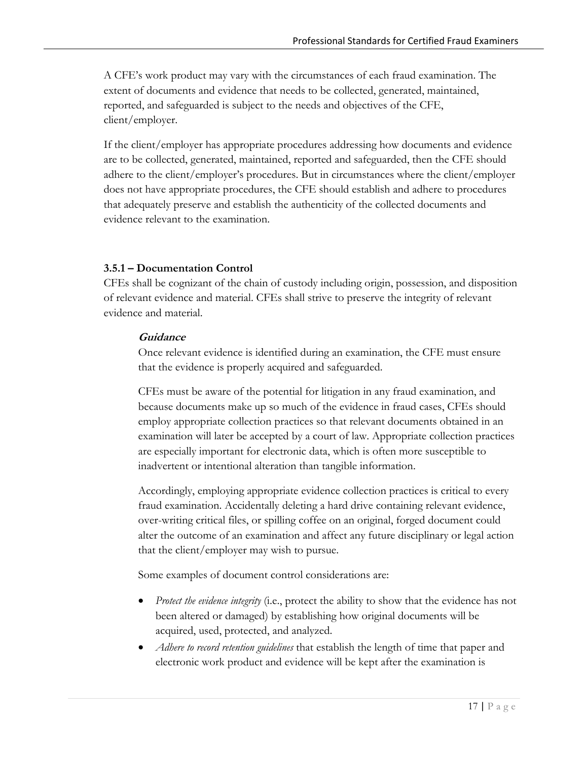A CFE's work product may vary with the circumstances of each fraud examination. The extent of documents and evidence that needs to be collected, generated, maintained, reported, and safeguarded is subject to the needs and objectives of the CFE, client/employer.

If the client/employer has appropriate procedures addressing how documents and evidence are to be collected, generated, maintained, reported and safeguarded, then the CFE should adhere to the client/employer's procedures. But in circumstances where the client/employer does not have appropriate procedures, the CFE should establish and adhere to procedures that adequately preserve and establish the authenticity of the collected documents and evidence relevant to the examination.

### 3.5.1 – Documentation Control

CFEs shall be cognizant of the chain of custody including origin, possession, and disposition of relevant evidence and material. CFEs shall strive to preserve the integrity of relevant evidence and material.

***Guidance***

Once relevant evidence is identified during an examination, the CFE must ensure that the evidence is properly acquired and safeguarded.

CFEs must be aware of the potential for litigation in any fraud examination, and because documents make up so much of the evidence in fraud cases, CFEs should employ appropriate collection practices so that relevant documents obtained in an examination will later be accepted by a court of law. Appropriate collection practices are especially important for electronic data, which is often more susceptible to inadvertent or intentional alteration than tangible information.

Accordingly, employing appropriate evidence collection practices is critical to every fraud examination. Accidentally deleting a hard drive containing relevant evidence, over-writing critical files, or spilling coffee on an original, forged document could alter the outcome of an examination and affect any future disciplinary or legal action that the client/employer may wish to pursue.

Some examples of document control considerations are:

- *Protect the evidence integrity* (i.e., protect the ability to show that the evidence has not been altered or damaged) by establishing how original documents will be acquired, used, protected, and analyzed.
- *Adhere to record retention guidelines* that establish the length of time that paper and electronic work product and evidence will be kept after the examination is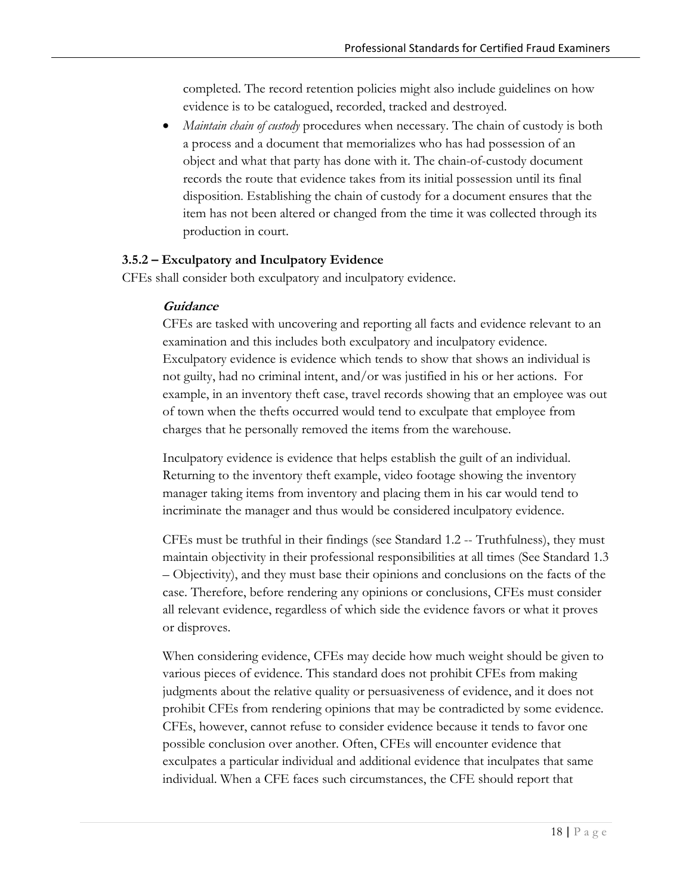completed. The record retention policies might also include guidelines on how evidence is to be catalogued, recorded, tracked and destroyed.

- *Maintain chain of custody* procedures when necessary. The chain of custody is both a process and a document that memorializes who has had possession of an object and what that party has done with it. The chain-of-custody document records the route that evidence takes from its initial possession until its final disposition. Establishing the chain of custody for a document ensures that the item has not been altered or changed from the time it was collected through its production in court.

### 3.5.2 – Exculpatory and Inculpatory Evidence

CFEs shall consider both exculpatory and inculpatory evidence.

***Guidance***

CFEs are tasked with uncovering and reporting all facts and evidence relevant to an examination and this includes both exculpatory and inculpatory evidence. Exculpatory evidence is evidence which tends to show that shows an individual is not guilty, had no criminal intent, and/or was justified in his or her actions. For example, in an inventory theft case, travel records showing that an employee was out of town when the thefts occurred would tend to exculpate that employee from charges that he personally removed the items from the warehouse.

Inculpatory evidence is evidence that helps establish the guilt of an individual. Returning to the inventory theft example, video footage showing the inventory manager taking items from inventory and placing them in his car would tend to incriminate the manager and thus would be considered inculpatory evidence.

CFEs must be truthful in their findings (see Standard 1.2 -- Truthfulness), they must maintain objectivity in their professional responsibilities at all times (See Standard 1.3 – Objectivity), and they must base their opinions and conclusions on the facts of the case. Therefore, before rendering any opinions or conclusions, CFEs must consider all relevant evidence, regardless of which side the evidence favors or what it proves or disproves.

When considering evidence, CFEs may decide how much weight should be given to various pieces of evidence. This standard does not prohibit CFEs from making judgments about the relative quality or persuasiveness of evidence, and it does not prohibit CFEs from rendering opinions that may be contradicted by some evidence. CFEs, however, cannot refuse to consider evidence because it tends to favor one possible conclusion over another. Often, CFEs will encounter evidence that exculpates a particular individual and additional evidence that inculpates that same individual. When a CFE faces such circumstances, the CFE should report that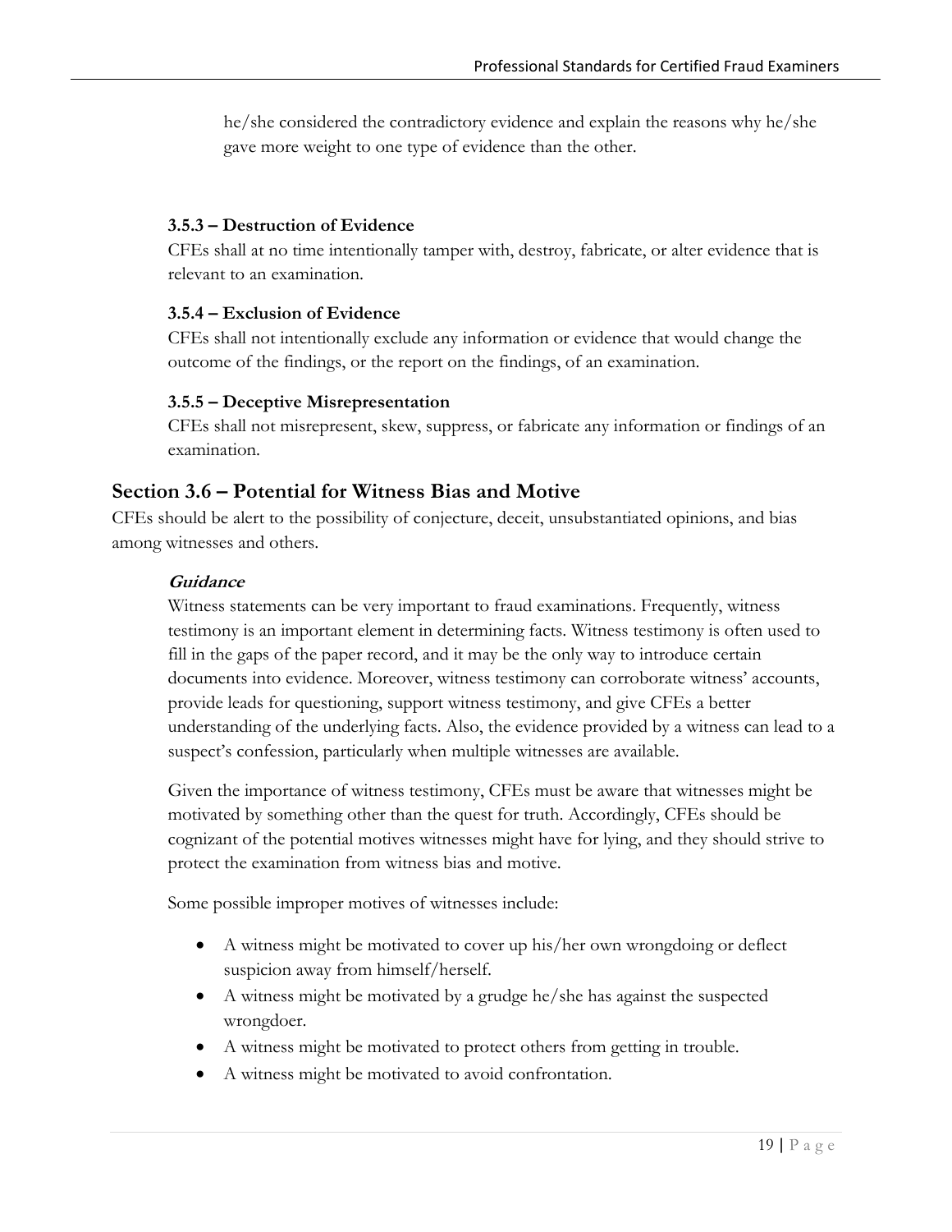he/she considered the contradictory evidence and explain the reasons why he/she gave more weight to one type of evidence than the other.

#### 3.5.3 – Destruction of Evidence

CFEs shall at no time intentionally tamper with, destroy, fabricate, or alter evidence that is relevant to an examination.

#### 3.5.4 – Exclusion of Evidence

CFEs shall not intentionally exclude any information or evidence that would change the outcome of the findings, or the report on the findings, of an examination.

#### 3.5.5 – Deceptive Misrepresentation

CFEs shall not misrepresent, skew, suppress, or fabricate any information or findings of an examination.

### Section 3.6 – Potential for Witness Bias and Motive

CFEs should be alert to the possibility of conjecture, deceit, unsubstantiated opinions, and bias among witnesses and others.

***Guidance***

Witness statements can be very important to fraud examinations. Frequently, witness testimony is an important element in determining facts. Witness testimony is often used to fill in the gaps of the paper record, and it may be the only way to introduce certain documents into evidence. Moreover, witness testimony can corroborate witness' accounts, provide leads for questioning, support witness testimony, and give CFEs a better understanding of the underlying facts. Also, the evidence provided by a witness can lead to a suspect's confession, particularly when multiple witnesses are available.

Given the importance of witness testimony, CFEs must be aware that witnesses might be motivated by something other than the quest for truth. Accordingly, CFEs should be cognizant of the potential motives witnesses might have for lying, and they should strive to protect the examination from witness bias and motive.

Some possible improper motives of witnesses include:

- A witness might be motivated to cover up his/her own wrongdoing or deflect suspicion away from himself/herself.
- A witness might be motivated by a grudge he/she has against the suspected wrongdoer.
- A witness might be motivated to protect others from getting in trouble.
- A witness might be motivated to avoid confrontation.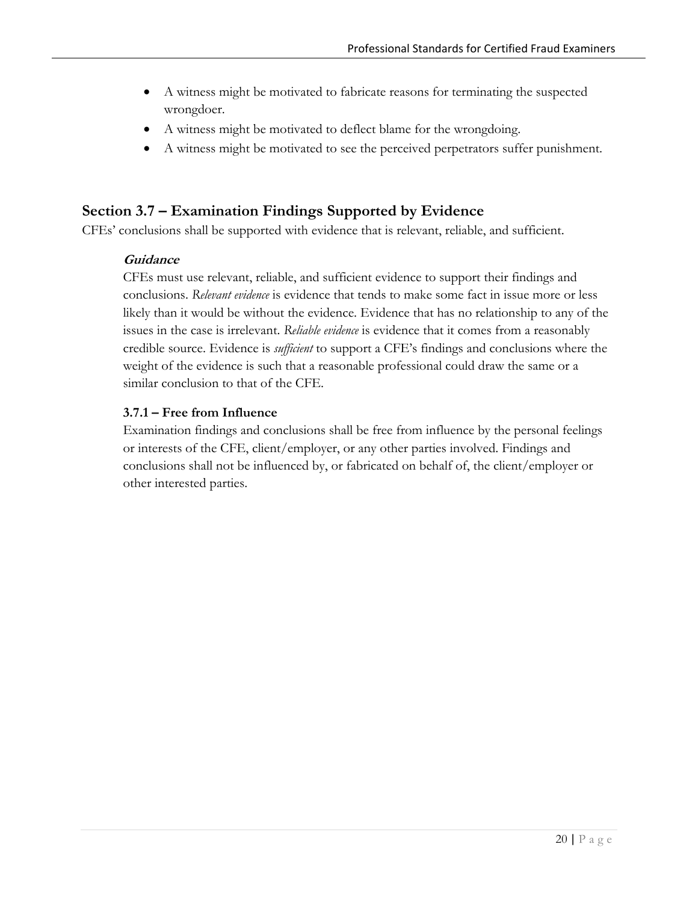- A witness might be motivated to fabricate reasons for terminating the suspected wrongdoer.
- A witness might be motivated to deflect blame for the wrongdoing.
- A witness might be motivated to see the perceived perpetrators suffer punishment.

## Section 3.7 – Examination Findings Supported by Evidence

CFEs' conclusions shall be supported with evidence that is relevant, reliable, and sufficient.

***Guidance***

CFEs must use relevant, reliable, and sufficient evidence to support their findings and conclusions. *Relevant evidence* is evidence that tends to make some fact in issue more or less likely than it would be without the evidence. Evidence that has no relationship to any of the issues in the case is irrelevant. *Reliable evidence* is evidence that it comes from a reasonably credible source. Evidence is *sufficient* to support a CFE's findings and conclusions where the weight of the evidence is such that a reasonable professional could draw the same or a similar conclusion to that of the CFE.

**3.7.1 – Free from Influence**

Examination findings and conclusions shall be free from influence by the personal feelings or interests of the CFE, client/employer, or any other parties involved. Findings and conclusions shall not be influenced by, or fabricated on behalf of, the client/employer or other interested parties.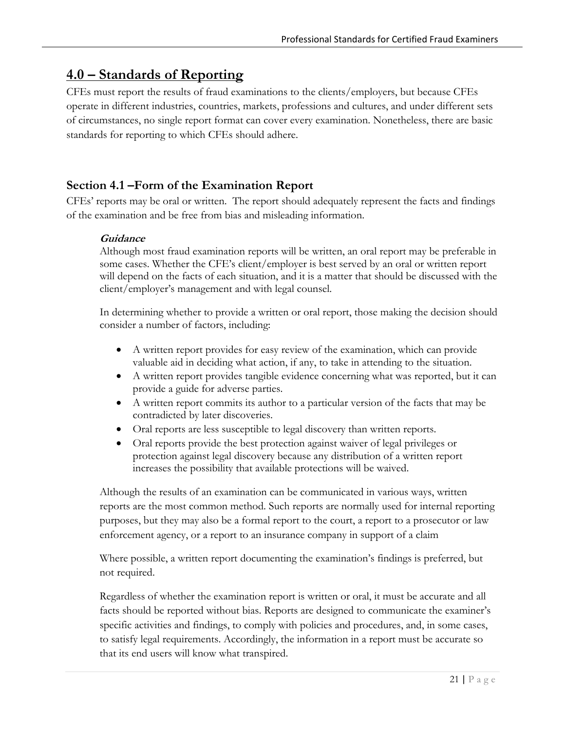## 4.0 – Standards of Reporting

CFEs must report the results of fraud examinations to the clients/employers, but because CFEs operate in different industries, countries, markets, professions and cultures, and under different sets of circumstances, no single report format can cover every examination. Nonetheless, there are basic standards for reporting to which CFEs should adhere.

### Section 4.1 –Form of the Examination Report

CFEs' reports may be oral or written. The report should adequately represent the facts and findings of the examination and be free from bias and misleading information.

***Guidance***

Although most fraud examination reports will be written, an oral report may be preferable in some cases. Whether the CFE's client/employer is best served by an oral or written report will depend on the facts of each situation, and it is a matter that should be discussed with the client/employer's management and with legal counsel.

In determining whether to provide a written or oral report, those making the decision should consider a number of factors, including:

- A written report provides for easy review of the examination, which can provide valuable aid in deciding what action, if any, to take in attending to the situation.
- A written report provides tangible evidence concerning what was reported, but it can provide a guide for adverse parties.
- A written report commits its author to a particular version of the facts that may be contradicted by later discoveries.
- Oral reports are less susceptible to legal discovery than written reports.
- Oral reports provide the best protection against waiver of legal privileges or protection against legal discovery because any distribution of a written report increases the possibility that available protections will be waived.

Although the results of an examination can be communicated in various ways, written reports are the most common method. Such reports are normally used for internal reporting purposes, but they may also be a formal report to the court, a report to a prosecutor or law enforcement agency, or a report to an insurance company in support of a claim

Where possible, a written report documenting the examination's findings is preferred, but not required.

Regardless of whether the examination report is written or oral, it must be accurate and all facts should be reported without bias. Reports are designed to communicate the examiner's specific activities and findings, to comply with policies and procedures, and, in some cases, to satisfy legal requirements. Accordingly, the information in a report must be accurate so that its end users will know what transpired.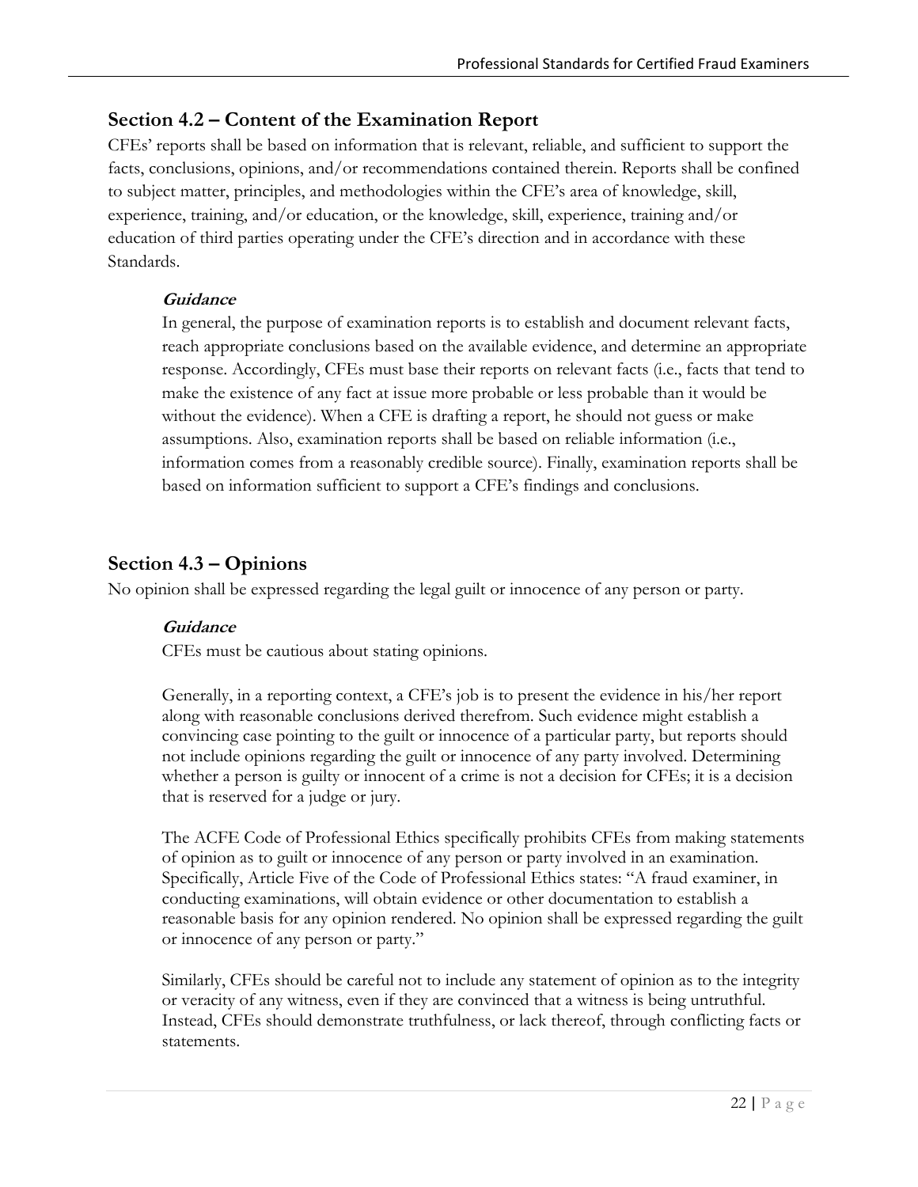## Section 4.2 – Content of the Examination Report

CFEs' reports shall be based on information that is relevant, reliable, and sufficient to support the facts, conclusions, opinions, and/or recommendations contained therein. Reports shall be confined to subject matter, principles, and methodologies within the CFE's area of knowledge, skill, experience, training, and/or education, or the knowledge, skill, experience, training and/or education of third parties operating under the CFE's direction and in accordance with these Standards.

### *Guidance*

In general, the purpose of examination reports is to establish and document relevant facts, reach appropriate conclusions based on the available evidence, and determine an appropriate response. Accordingly, CFEs must base their reports on relevant facts (i.e., facts that tend to make the existence of any fact at issue more probable or less probable than it would be without the evidence). When a CFE is drafting a report, he should not guess or make assumptions. Also, examination reports shall be based on reliable information (i.e., information comes from a reasonably credible source). Finally, examination reports shall be based on information sufficient to support a CFE's findings and conclusions.

## Section 4.3 – Opinions

No opinion shall be expressed regarding the legal guilt or innocence of any person or party.

### *Guidance*

CFEs must be cautious about stating opinions.

Generally, in a reporting context, a CFE's job is to present the evidence in his/her report along with reasonable conclusions derived therefrom. Such evidence might establish a convincing case pointing to the guilt or innocence of a particular party, but reports should not include opinions regarding the guilt or innocence of any party involved. Determining whether a person is guilty or innocent of a crime is not a decision for CFEs; it is a decision that is reserved for a judge or jury.

The ACFE Code of Professional Ethics specifically prohibits CFEs from making statements of opinion as to guilt or innocence of any person or party involved in an examination. Specifically, Article Five of the Code of Professional Ethics states: "A fraud examiner, in conducting examinations, will obtain evidence or other documentation to establish a reasonable basis for any opinion rendered. No opinion shall be expressed regarding the guilt or innocence of any person or party."

Similarly, CFEs should be careful not to include any statement of opinion as to the integrity or veracity of any witness, even if they are convinced that a witness is being untruthful. Instead, CFEs should demonstrate truthfulness, or lack thereof, through conflicting facts or statements.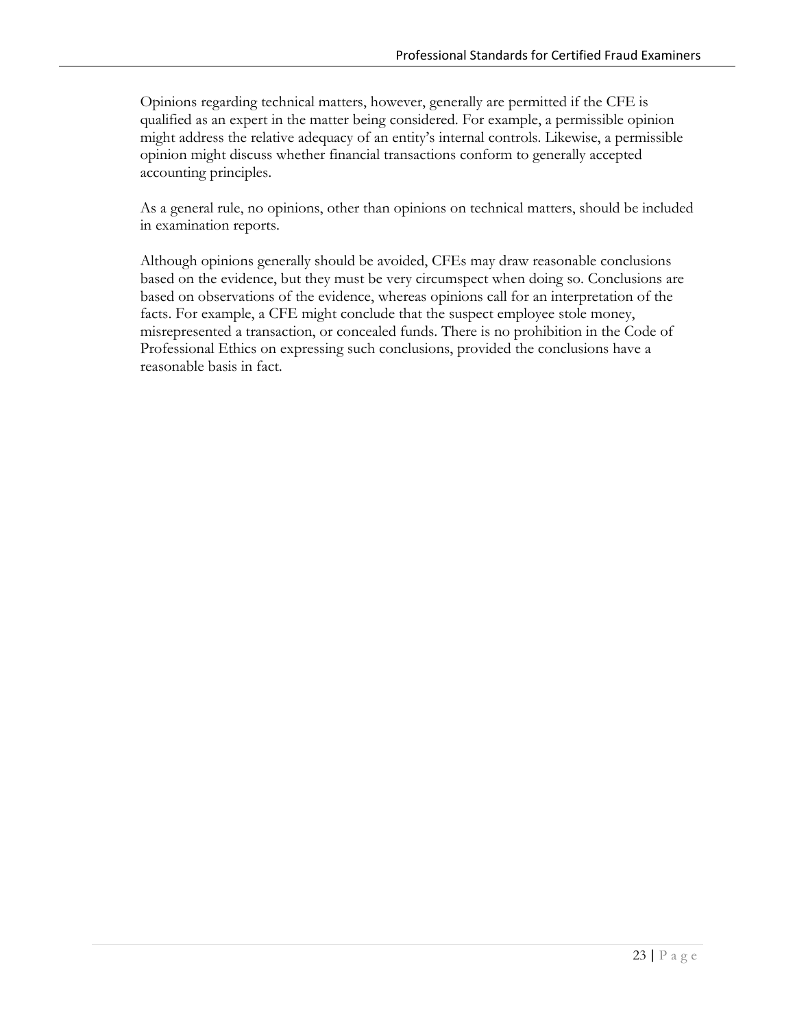Opinions regarding technical matters, however, generally are permitted if the CFE is qualified as an expert in the matter being considered. For example, a permissible opinion might address the relative adequacy of an entity's internal controls. Likewise, a permissible opinion might discuss whether financial transactions conform to generally accepted accounting principles.

As a general rule, no opinions, other than opinions on technical matters, should be included in examination reports.

Although opinions generally should be avoided, CFEs may draw reasonable conclusions based on the evidence, but they must be very circumspect when doing so. Conclusions are based on observations of the evidence, whereas opinions call for an interpretation of the facts. For example, a CFE might conclude that the suspect employee stole money, misrepresented a transaction, or concealed funds. There is no prohibition in the Code of Professional Ethics on expressing such conclusions, provided the conclusions have a reasonable basis in fact.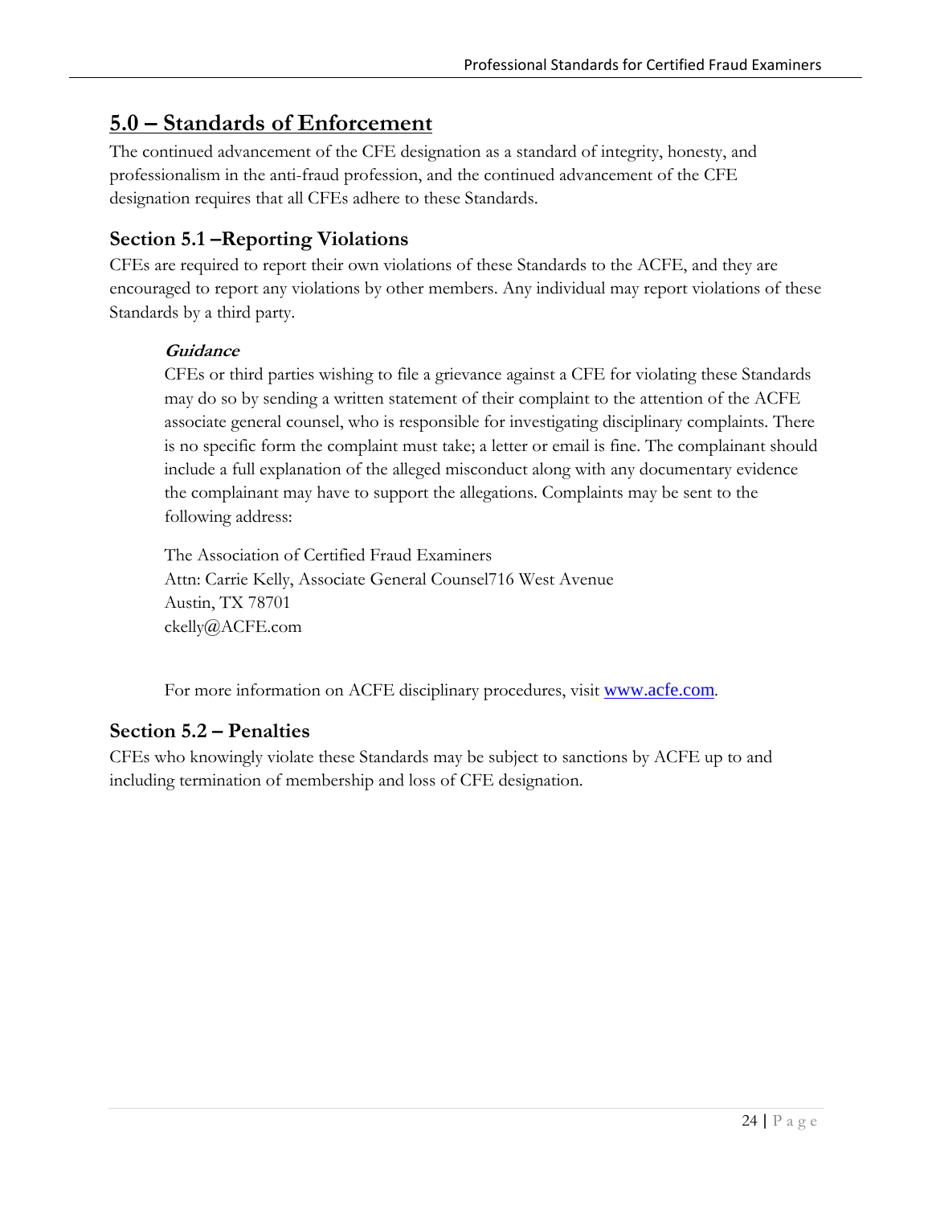## 5.0 – Standards of Enforcement

The continued advancement of the CFE designation as a standard of integrity, honesty, and professionalism in the anti-fraud profession, and the continued advancement of the CFE designation requires that all CFEs adhere to these Standards.

### Section 5.1 –Reporting Violations

CFEs are required to report their own violations of these Standards to the ACFE, and they are encouraged to report any violations by other members. Any individual may report violations of these Standards by a third party.

> ***Guidance***
>
> CFEs or third parties wishing to file a grievance against a CFE for violating these Standards may do so by sending a written statement of their complaint to the attention of the ACFE associate general counsel, who is responsible for investigating disciplinary complaints. There is no specific form the complaint must take; a letter or email is fine. The complainant should include a full explanation of the alleged misconduct along with any documentary evidence the complainant may have to support the allegations. Complaints may be sent to the following address:
>
> The Association of Certified Fraud Examiners
> Attn: Carrie Kelly, Associate General Counsel716 West Avenue
> Austin, TX 78701
> ckelly@ACFE.com
>
> For more information on ACFE disciplinary procedures, visit [www.acfe.com](http://www.acfe.com).

### Section 5.2 – Penalties

CFEs who knowingly violate these Standards may be subject to sanctions by ACFE up to and including termination of membership and loss of CFE designation.